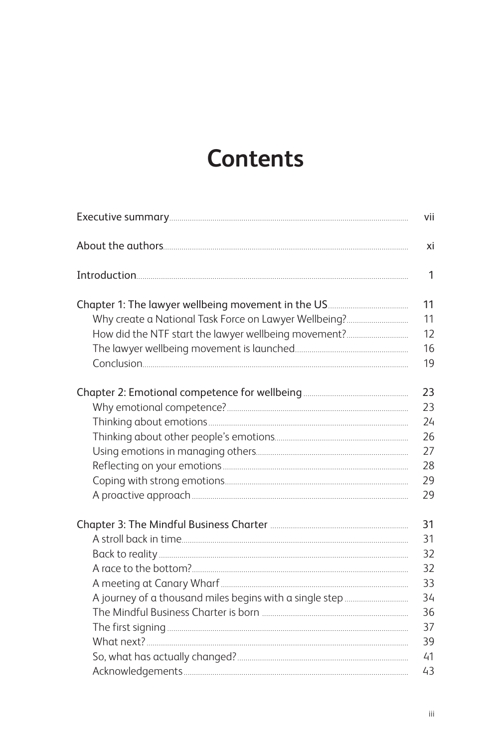# Contents

| | |
|---|---|
| Executive summary | vii |
| About the authors | xi |
| Introduction | 1 |
| Chapter 1: The lawyer wellbeing movement in the US | 11 |
| Why create a National Task Force on Lawyer Wellbeing? | 11 |
| How did the NTF start the lawyer wellbeing movement? | 12 |
| The lawyer wellbeing movement is launched | 16 |
| Conclusion | 19 |
| Chapter 2: Emotional competence for wellbeing | 23 |
| Why emotional competence? | 23 |
| Thinking about emotions | 24 |
| Thinking about other people's emotions | 26 |
| Using emotions in managing others | 27 |
| Reflecting on your emotions | 28 |
| Coping with strong emotions | 29 |
| A proactive approach | 29 |
| Chapter 3: The Mindful Business Charter | 31 |
| A stroll back in time | 31 |
| Back to reality | 32 |
| A race to the bottom? | 32 |
| A meeting at Canary Wharf | 33 |
| A journey of a thousand miles begins with a single step | 34 |
| The Mindful Business Charter is born | 36 |
| The first signing | 37 |
| What next? | 39 |
| So, what has actually changed? | 41 |
| Acknowledgements | 43 |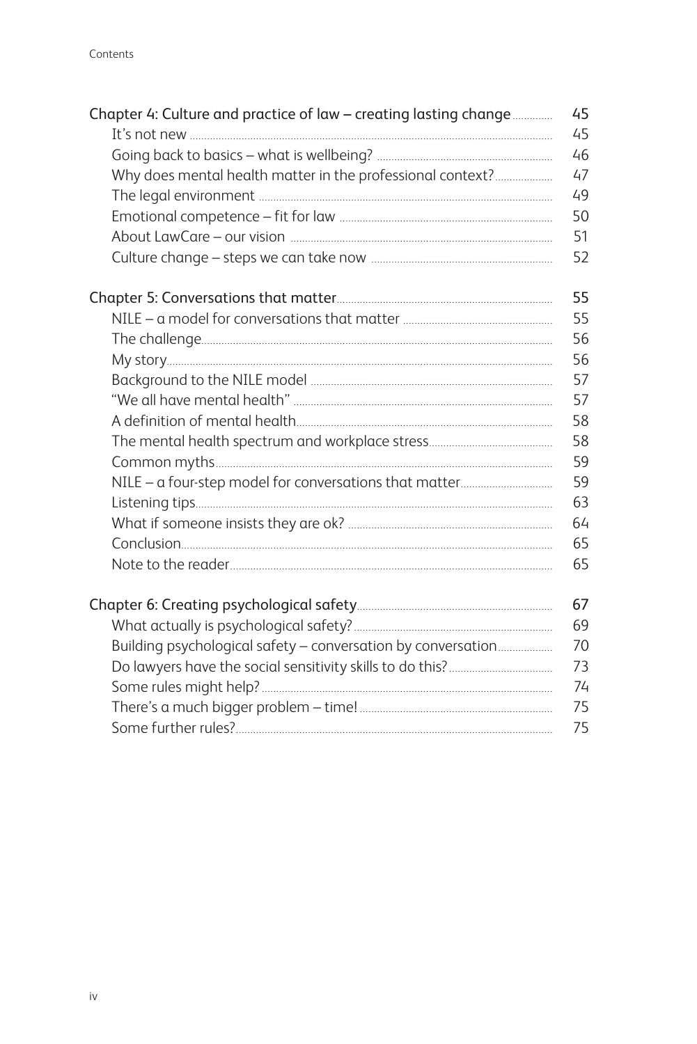| | |
|---|---|
| Chapter 4: Culture and practice of law – creating lasting change | 45 |
| It's not new | 45 |
| Going back to basics – what is wellbeing? | 46 |
| Why does mental health matter in the professional context? | 47 |
| The legal environment | 49 |
| Emotional competence – fit for law | 50 |
| About LawCare – our vision | 51 |
| Culture change – steps we can take now | 52 |
| Chapter 5: Conversations that matter | 55 |
| NILE – a model for conversations that matter | 55 |
| The challenge | 56 |
| My story | 56 |
| Background to the NILE model | 57 |
| "We all have mental health" | 57 |
| A definition of mental health | 58 |
| The mental health spectrum and workplace stress | 58 |
| Common myths | 59 |
| NILE – a four-step model for conversations that matter | 59 |
| Listening tips | 63 |
| What if someone insists they are ok? | 64 |
| Conclusion | 65 |
| Note to the reader | 65 |
| Chapter 6: Creating psychological safety | 67 |
| What actually is psychological safety? | 69 |
| Building psychological safety – conversation by conversation | 70 |
| Do lawyers have the social sensitivity skills to do this? | 73 |
| Some rules might help? | 74 |
| There's a much bigger problem – time! | 75 |
| Some further rules? | 75 |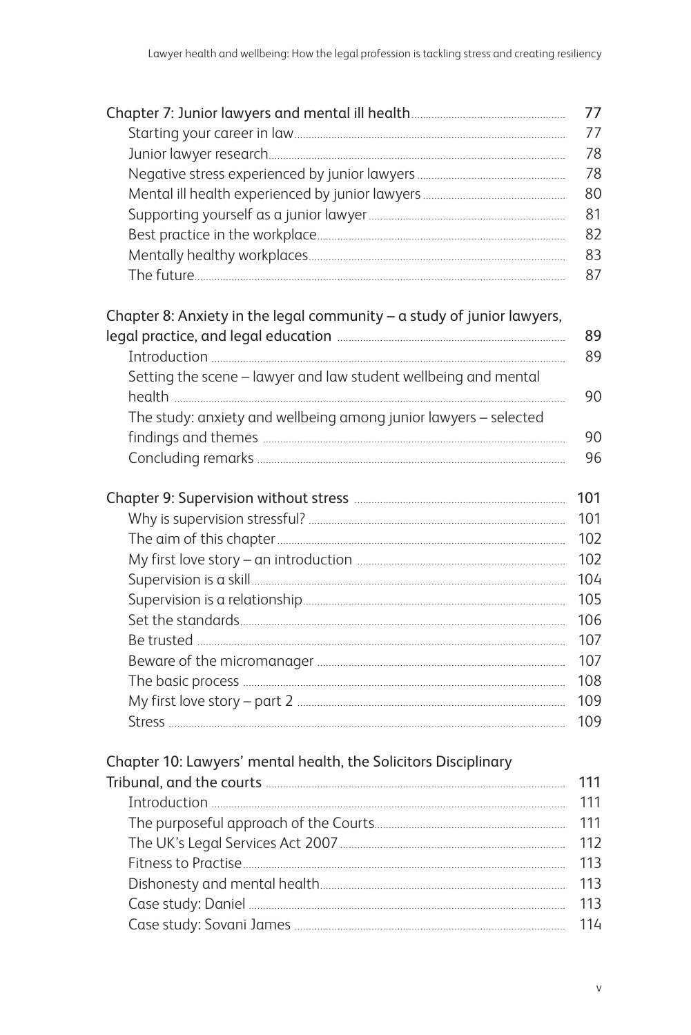Chapter 7: Junior lawyers and mental ill health ..... 77

- Starting your career in law ..... 77
- Junior lawyer research ..... 78
- Negative stress experienced by junior lawyers ..... 78
- Mental ill health experienced by junior lawyers ..... 80
- Supporting yourself as a junior lawyer ..... 81
- Best practice in the workplace ..... 82
- Mentally healthy workplaces ..... 83
- The future ..... 87

Chapter 8: Anxiety in the legal community – a study of junior lawyers, legal practice, and legal education ..... 89

- Introduction ..... 89
- Setting the scene – lawyer and law student wellbeing and mental health ..... 90
- The study: anxiety and wellbeing among junior lawyers – selected findings and themes ..... 90
- Concluding remarks ..... 96

Chapter 9: Supervision without stress ..... 101

- Why is supervision stressful? ..... 101
- The aim of this chapter ..... 102
- My first love story – an introduction ..... 102
- Supervision is a skill ..... 104
- Supervision is a relationship ..... 105
- Set the standards ..... 106
- Be trusted ..... 107
- Beware of the micromanager ..... 107
- The basic process ..... 108
- My first love story – part 2 ..... 109
- Stress ..... 109

Chapter 10: Lawyers' mental health, the Solicitors Disciplinary Tribunal, and the courts ..... 111

- Introduction ..... 111
- The purposeful approach of the Courts ..... 111
- The UK's Legal Services Act 2007 ..... 112
- Fitness to Practise ..... 113
- Dishonesty and mental health ..... 113
- Case study: Daniel ..... 113
- Case study: Sovani James ..... 114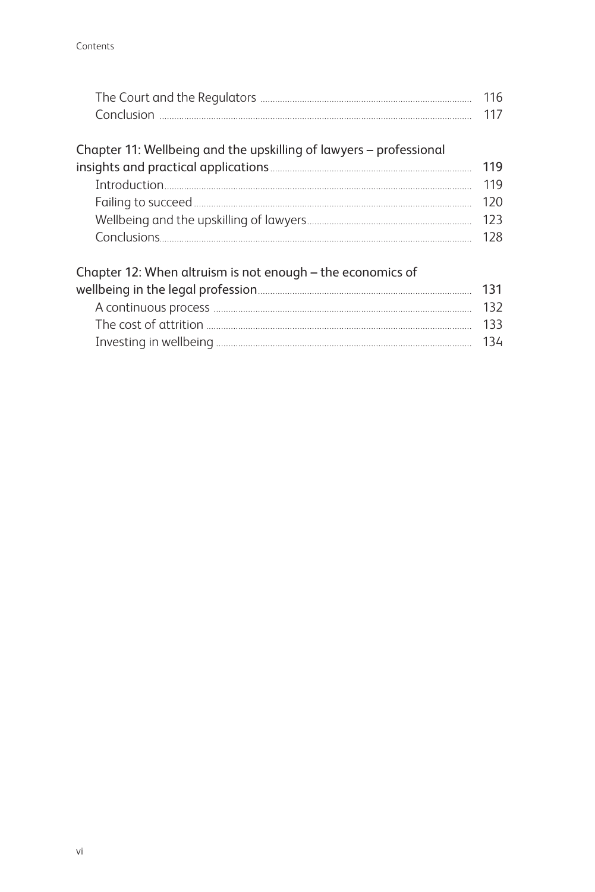The Court and the Regulators ... 116

Conclusion ... 117

Chapter 11: Wellbeing and the upskilling of lawyers – professional insights and practical applications ... 119

Introduction ... 119

Failing to succeed ... 120

Wellbeing and the upskilling of lawyers ... 123

Conclusions ... 128

Chapter 12: When altruism is not enough – the economics of wellbeing in the legal profession ... 131

A continuous process ... 132

The cost of attrition ... 133

Investing in wellbeing ... 134